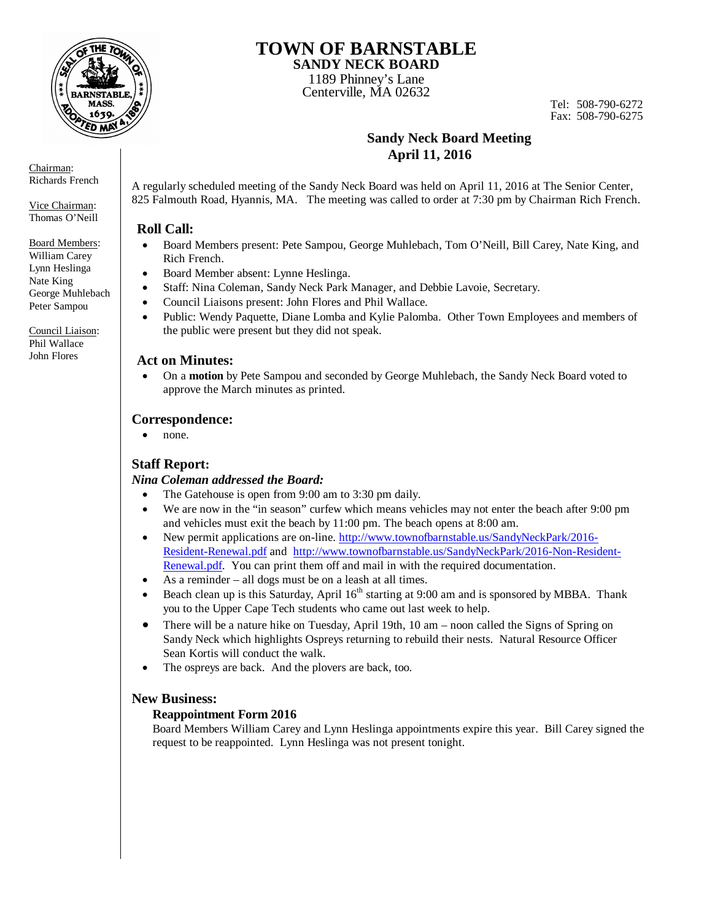# TOWN OF BARNSTABLE

## SANDY NECK BOARD

1189 Phinney's Lane
Centerville, MA 02632

Tel: 508-790-6272
Fax: 508-790-6275

Chairman:
Richards French

Vice Chairman:
Thomas O'Neill

Board Members:
William Carey
Lynn Heslinga
Nate King
George Muhlebach
Peter Sampou

Council Liaison:
Phil Wallace
John Flores

## Sandy Neck Board Meeting
## April 11, 2016

A regularly scheduled meeting of the Sandy Neck Board was held on April 11, 2016 at The Senior Center, 825 Falmouth Road, Hyannis, MA. The meeting was called to order at 7:30 pm by Chairman Rich French.

### Roll Call:

- Board Members present: Pete Sampou, George Muhlebach, Tom O'Neill, Bill Carey, Nate King, and Rich French.
- Board Member absent: Lynne Heslinga.
- Staff: Nina Coleman, Sandy Neck Park Manager, and Debbie Lavoie, Secretary.
- Council Liaisons present: John Flores and Phil Wallace.
- Public: Wendy Paquette, Diane Lomba and Kylie Palomba. Other Town Employees and members of the public were present but they did not speak.

### Act on Minutes:

- On a **motion** by Pete Sampou and seconded by George Muhlebach, the Sandy Neck Board voted to approve the March minutes as printed.

### Correspondence:

- none.

### Staff Report:

***Nina Coleman addressed the Board:***

- The Gatehouse is open from 9:00 am to 3:30 pm daily.
- We are now in the "in season" curfew which means vehicles may not enter the beach after 9:00 pm and vehicles must exit the beach by 11:00 pm. The beach opens at 8:00 am.
- New permit applications are on-line. http://www.townofbarnstable.us/SandyNeckPark/2016-Resident-Renewal.pdf and http://www.townofbarnstable.us/SandyNeckPark/2016-Non-Resident-Renewal.pdf. You can print them off and mail in with the required documentation.
- As a reminder – all dogs must be on a leash at all times.
- Beach clean up is this Saturday, April 16th starting at 9:00 am and is sponsored by MBBA. Thank you to the Upper Cape Tech students who came out last week to help.
- There will be a nature hike on Tuesday, April 19th, 10 am – noon called the Signs of Spring on Sandy Neck which highlights Ospreys returning to rebuild their nests. Natural Resource Officer Sean Kortis will conduct the walk.
- The ospreys are back. And the plovers are back, too.

### New Business:

#### Reappointment Form 2016

Board Members William Carey and Lynn Heslinga appointments expire this year. Bill Carey signed the request to be reappointed. Lynn Heslinga was not present tonight.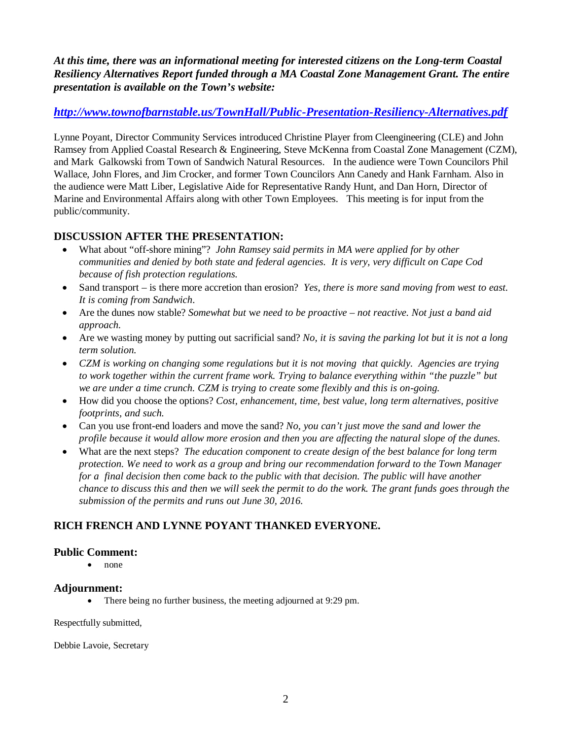***At this time, there was an informational meeting for interested citizens on the Long-term Coastal Resiliency Alternatives Report funded through a MA Coastal Zone Management Grant. The entire presentation is available on the Town's website:***

***http://www.townofbarnstable.us/TownHall/Public-Presentation-Resiliency-Alternatives.pdf***

Lynne Poyant, Director Community Services introduced Christine Player from Cleengineering (CLE) and John Ramsey from Applied Coastal Research & Engineering, Steve McKenna from Coastal Zone Management (CZM), and Mark Galkowski from Town of Sandwich Natural Resources. In the audience were Town Councilors Phil Wallace, John Flores, and Jim Crocker, and former Town Councilors Ann Canedy and Hank Farnham. Also in the audience were Matt Liber, Legislative Aide for Representative Randy Hunt, and Dan Horn, Director of Marine and Environmental Affairs along with other Town Employees. This meeting is for input from the public/community.

## DISCUSSION AFTER THE PRESENTATION:

- What about "off-shore mining"? *John Ramsey said permits in MA were applied for by other communities and denied by both state and federal agencies. It is very, very difficult on Cape Cod because of fish protection regulations.*
- Sand transport – is there more accretion than erosion? *Yes, there is more sand moving from west to east. It is coming from Sandwich.*
- Are the dunes now stable? *Somewhat but we need to be proactive – not reactive. Not just a band aid approach.*
- Are we wasting money by putting out sacrificial sand? *No, it is saving the parking lot but it is not a long term solution.*
- *CZM is working on changing some regulations but it is not moving that quickly. Agencies are trying to work together within the current frame work. Trying to balance everything within "the puzzle" but we are under a time crunch. CZM is trying to create some flexibly and this is on-going.*
- How did you choose the options? *Cost, enhancement, time, best value, long term alternatives, positive footprints, and such.*
- Can you use front-end loaders and move the sand? *No, you can't just move the sand and lower the profile because it would allow more erosion and then you are affecting the natural slope of the dunes.*
- What are the next steps? *The education component to create design of the best balance for long term protection. We need to work as a group and bring our recommendation forward to the Town Manager for a final decision then come back to the public with that decision. The public will have another chance to discuss this and then we will seek the permit to do the work. The grant funds goes through the submission of the permits and runs out June 30, 2016.*

## RICH FRENCH AND LYNNE POYANT THANKED EVERYONE.

### Public Comment:

- none

### Adjournment:

- There being no further business, the meeting adjourned at 9:29 pm.

Respectfully submitted,

Debbie Lavoie, Secretary